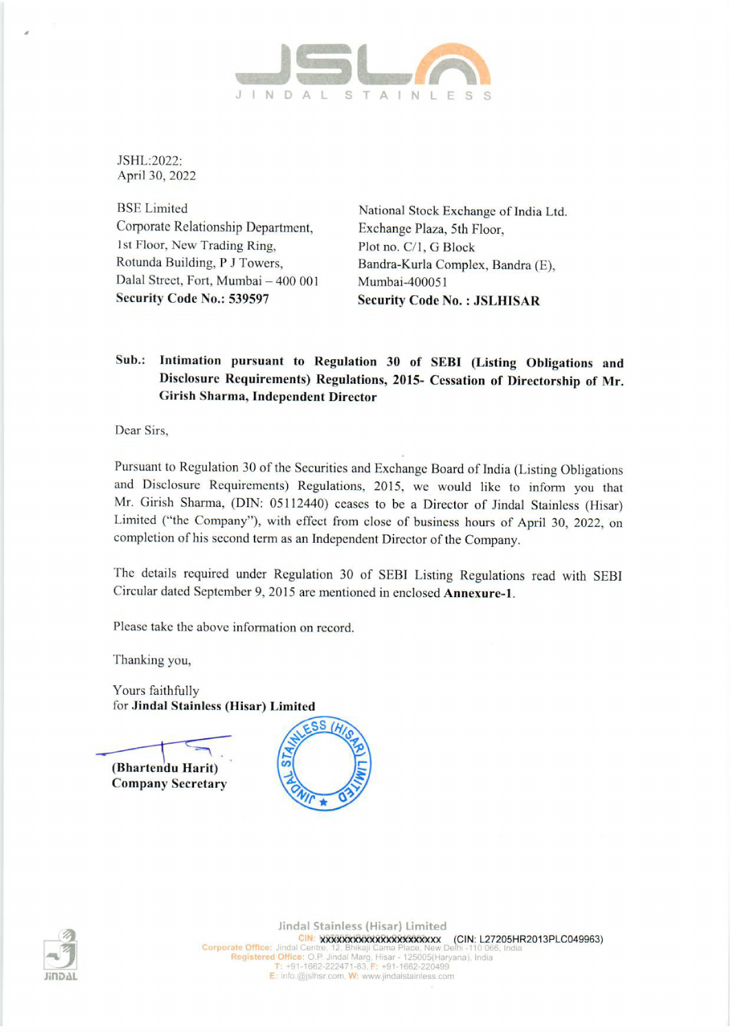JSHL:2022:
April 30, 2022

BSE Limited
Corporate Relationship Department,
1st Floor, New Trading Ring,
Rotunda Building, P J Towers,
Dalal Street, Fort, Mumbai – 400 001
**Security Code No.: 539597**

National Stock Exchange of India Ltd.
Exchange Plaza, 5th Floor,
Plot no. C/1, G Block
Bandra-Kurla Complex, Bandra (E),
Mumbai-400051
**Security Code No. : JSLHISAR**

**Sub.: Intimation pursuant to Regulation 30 of SEBI (Listing Obligations and Disclosure Requirements) Regulations, 2015- Cessation of Directorship of Mr. Girish Sharma, Independent Director**

Dear Sirs,

Pursuant to Regulation 30 of the Securities and Exchange Board of India (Listing Obligations and Disclosure Requirements) Regulations, 2015, we would like to inform you that Mr. Girish Sharma, (DIN: 05112440) ceases to be a Director of Jindal Stainless (Hisar) Limited ("the Company"), with effect from close of business hours of April 30, 2022, on completion of his second term as an Independent Director of the Company.

The details required under Regulation 30 of SEBI Listing Regulations read with SEBI Circular dated September 9, 2015 are mentioned in enclosed **Annexure-1**.

Please take the above information on record.

Thanking you,

Yours faithfully
for **Jindal Stainless (Hisar) Limited**

**(Bhartendu Harit)**
**Company Secretary**

Jindal Stainless (Hisar) Limited
CIN: xxxxxxxxxxxxxxxxxxxxx (CIN: L27205HR2013PLC049963)
Corporate Office: Jindal Centre, 12, Bhikaji Cama Place, New Delhi -110 066, India
Registered Office: O.P. Jindal Marg, Hisar - 125005(Haryana), India
T: +91-1662-222471-83, F: +91-1662-220499
E: info@jslhsr.com, W: www.jindalstainless.com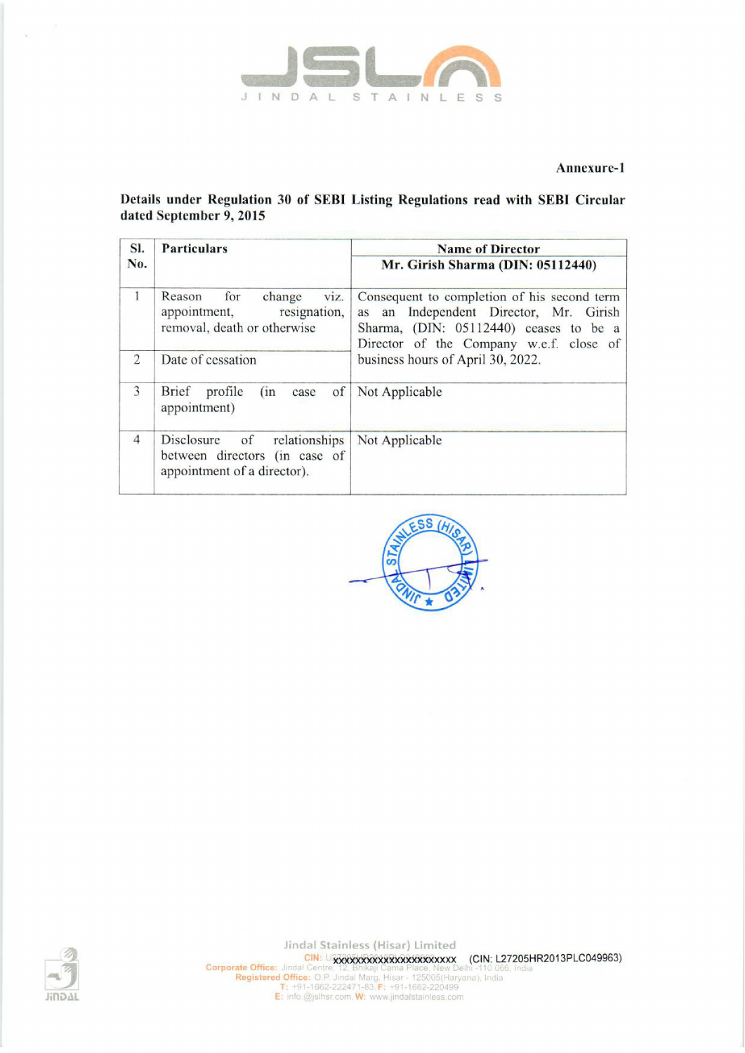JINDAL STAINLESS

**Annexure-1**

**Details under Regulation 30 of SEBI Listing Regulations read with SEBI Circular dated September 9, 2015**

| Sl. No. | Particulars | Name of Director<br>Mr. Girish Sharma (DIN: 05112440) |
|---|---|---|
| 1 | Reason for change viz. appointment, resignation, removal, death or otherwise | Consequent to completion of his second term as an Independent Director, Mr. Girish Sharma, (DIN: 05112440) ceases to be a Director of the Company w.e.f. close of business hours of April 30, 2022. |
| 2 | Date of cessation | |
| 3 | Brief profile (in case of appointment) | Not Applicable |
| 4 | Disclosure of relationships between directors (in case of appointment of a director). | Not Applicable |

Jindal Stainless (Hisar) Limited
CIN: xxxxxxxxxxxxxxxxxxxxx (CIN: L27205HR2013PLC049963)
Corporate Office: Jindal Centre, 12, Bhikaji Cama Place, New Delhi -110 066, India
Registered Office: O.P. Jindal Marg, Hisar - 125005(Haryana), India
T: +91-1662-222471-83, F: +91-1662-220499
E: info@jslhsr.com, W: www.jindalstainless.com